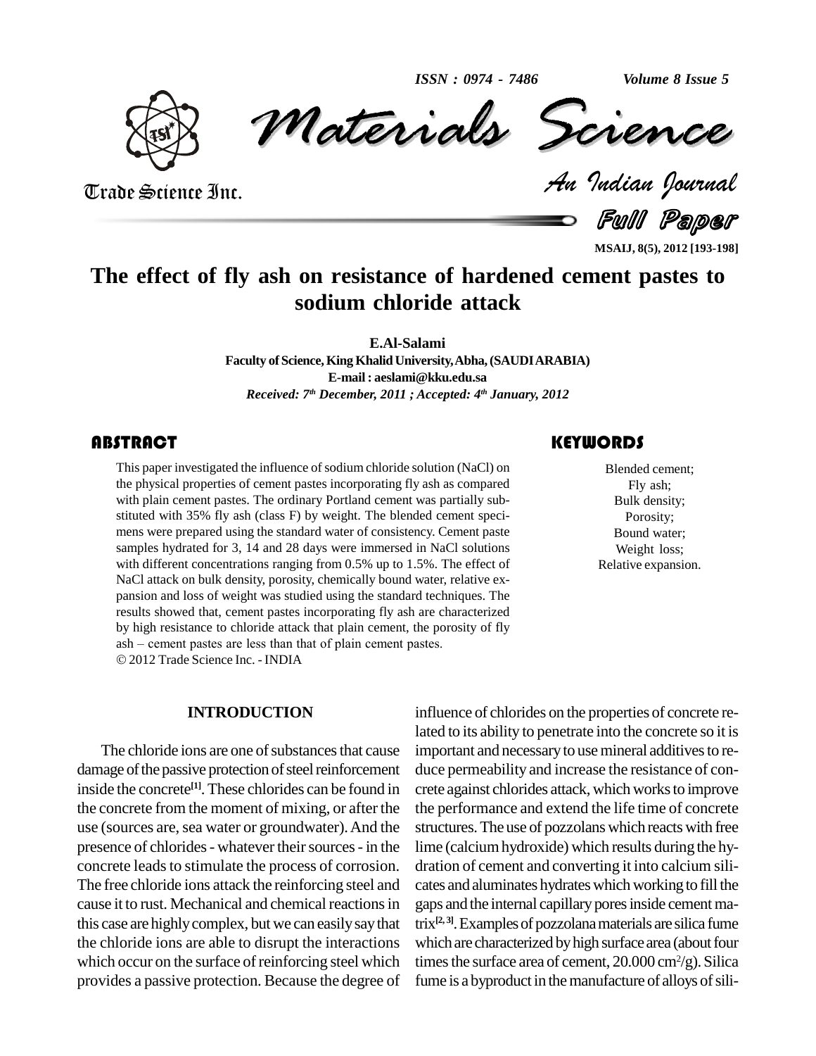# The effect of fly ash on resistance of hardened cement pastes to sodium chloride attack

**E.Al-Salami**

Faculty of Science, King Khalid University, Abha, (SAUDI ARABIA)

E-mail : aeslami@kku.edu.sa

*Received: 7th December, 2011 ; Accepted: 4th January, 2012*

## ABSTRACT

This paper investigated the influence of sodium chloride solution (NaCl) on the physical properties of cement pastes incorporating fly ash as compared with plain cement pastes. The ordinary Portland cement was partially substituted with 35% fly ash (class F) by weight. The blended cement specimens were prepared using the standard water of consistency. Cement paste samples hydrated for 3, 14 and 28 days were immersed in NaCl solutions with different concentrations ranging from 0.5% up to 1.5%. The effect of NaCl attack on bulk density, porosity, chemically bound water, relative expansion and loss of weight was studied using the standard techniques. The results showed that, cement pastes incorporating fly ash are characterized by high resistance to chloride attack that plain cement, the porosity of fly ash – cement pastes are less than that of plain cement pastes.

© 2012 Trade Science Inc. - INDIA

## KEYWORDS

Blended cement;
Fly ash;
Bulk density;
Porosity;
Bound water;
Weight loss;
Relative expansion.

## INTRODUCTION

The chloride ions are one of substances that cause damage of the passive protection of steel reinforcement inside the concrete[1]. These chlorides can be found in the concrete from the moment of mixing, or after the use (sources are, sea water or groundwater). And the presence of chlorides - whatever their sources - in the concrete leads to stimulate the process of corrosion. The free chloride ions attack the reinforcing steel and cause it to rust. Mechanical and chemical reactions in this case are highly complex, but we can easily say that the chloride ions are able to disrupt the interactions which occur on the surface of reinforcing steel which provides a passive protection. Because the degree of influence of chlorides on the properties of concrete related to its ability to penetrate into the concrete so it is important and necessary to use mineral additives to reduce permeability and increase the resistance of concrete against chlorides attack, which works to improve the performance and extend the life time of concrete structures. The use of pozzolans which reacts with free lime (calcium hydroxide) which results during the hydration of cement and converting it into calcium silicates and aluminates hydrates which working to fill the gaps and the internal capillary pores inside cement matrix[2, 3]. Examples of pozzolana materials are silica fume which are characterized by high surface area (about four times the surface area of cement, 20.000 $cm^2/g$). Silica fume is a byproduct in the manufacture of alloys of sili-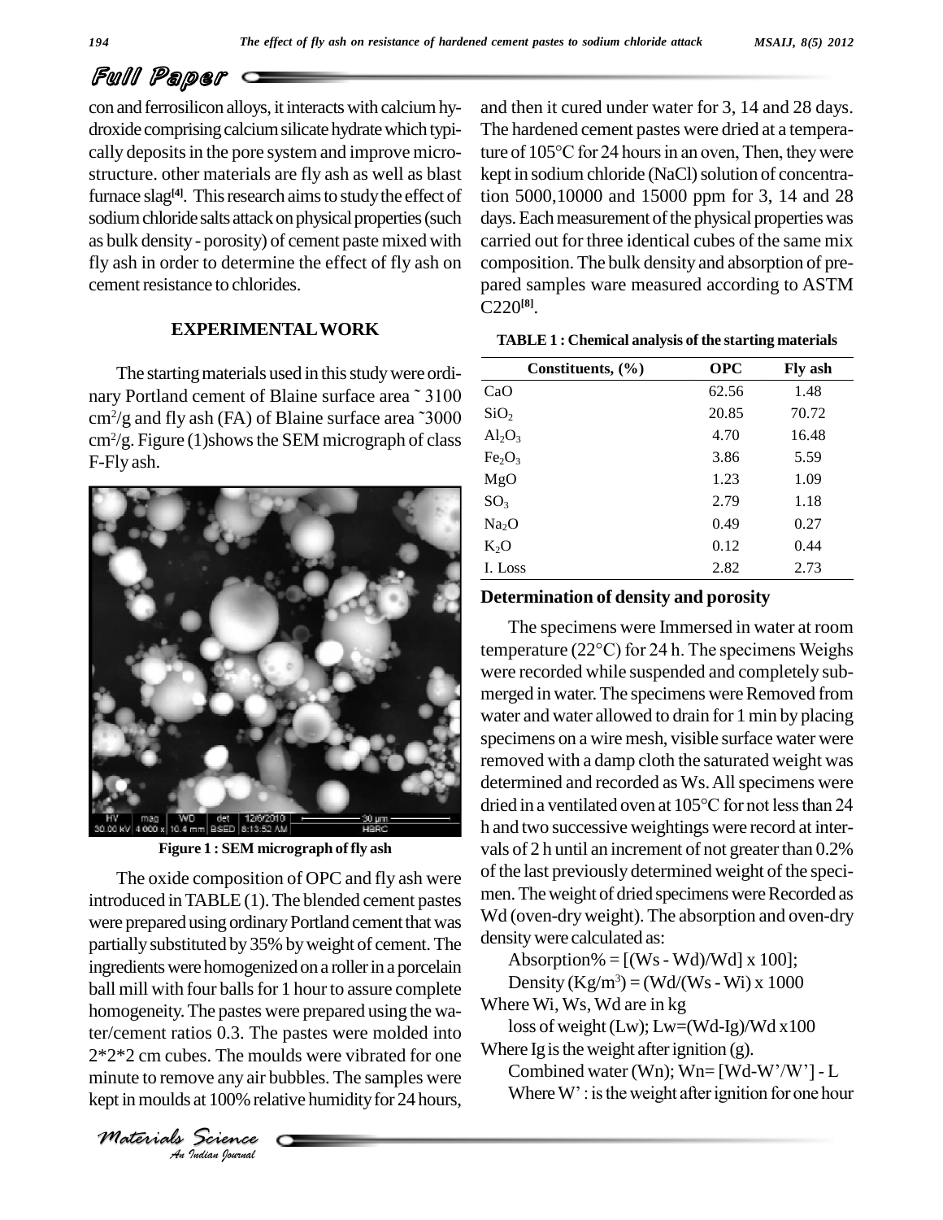con and ferrosilicon alloys, it interacts with calcium hydroxide comprising calcium silicate hydrate which typically deposits in the pore system and improve microstructure. other materials are fly ash as well as blast furnace slag[4]. This research aims to study the effect of sodium chloride salts attack on physical properties (such as bulk density - porosity) of cement paste mixed with fly ash in order to determine the effect of fly ash on cement resistance to chlorides.

## EXPERIMENTAL WORK

The starting materials used in this study were ordinary Portland cement of Blaine surface area ˜ 3100 $cm^2/g$ and fly ash (FA) of Blaine surface area ˜3000 $cm^2/g$. Figure (1)shows the SEM micrograph of class F-Fly ash.

Figure 1 : SEM micrograph of fly ash

The oxide composition of OPC and fly ash were introduced in TABLE (1). The blended cement pastes were prepared using ordinary Portland cement that was partially substituted by 35% by weight of cement. The ingredients were homogenized on a roller in a porcelain ball mill with four balls for 1 hour to assure complete homogeneity. The pastes were prepared using the water/cement ratios 0.3. The pastes were molded into 2*2*2 cm cubes. The moulds were vibrated for one minute to remove any air bubbles. The samples were kept in moulds at 100% relative humidity for 24 hours, and then it cured under water for 3, 14 and 28 days. The hardened cement pastes were dried at a temperature of 105°C for 24 hours in an oven, Then, they were kept in sodium chloride (NaCl) solution of concentration 5000,10000 and 15000 ppm for 3, 14 and 28 days. Each measurement of the physical properties was carried out for three identical cubes of the same mix composition. The bulk density and absorption of prepared samples ware measured according to ASTM C220[8].

**TABLE 1 : Chemical analysis of the starting materials**

| Constituents, (%) | OPC | Fly ash |
|---|---|---|
| CaO | 62.56 | 1.48 |
| $SiO_2$ | 20.85 | 70.72 |
| $Al_2O_3$ | 4.70 | 16.48 |
| $Fe_2O_3$ | 3.86 | 5.59 |
| MgO | 1.23 | 1.09 |
| $SO_3$ | 2.79 | 1.18 |
| $Na_2O$ | 0.49 | 0.27 |
| $K_2O$ | 0.12 | 0.44 |
| I. Loss | 2.82 | 2.73 |

### Determination of density and porosity

The specimens were Immersed in water at room temperature (22°C) for 24 h. The specimens Weighs were recorded while suspended and completely submerged in water. The specimens were Removed from water and water allowed to drain for 1 min by placing specimens on a wire mesh, visible surface water were removed with a damp cloth the saturated weight was determined and recorded as Ws. All specimens were dried in a ventilated oven at 105°C for not less than 24 h and two successive weightings were record at intervals of 2 h until an increment of not greater than 0.2% of the last previously determined weight of the specimen. The weight of dried specimens were Recorded as Wd (oven-dry weight). The absorption and oven-dry density were calculated as:

Absorption% = [(Ws - Wd)/Wd] x 100];

Density ($Kg/m^3$) = (Wd/(Ws - Wi) x 1000

Where Wi, Ws, Wd are in kg

loss of weight (Lw); Lw=(Wd-Ig)/Wd x100

Where Ig is the weight after ignition (g).

Combined water (Wn); Wn= [Wd-W'/W'] - L

Where W' : is the weight after ignition for one hour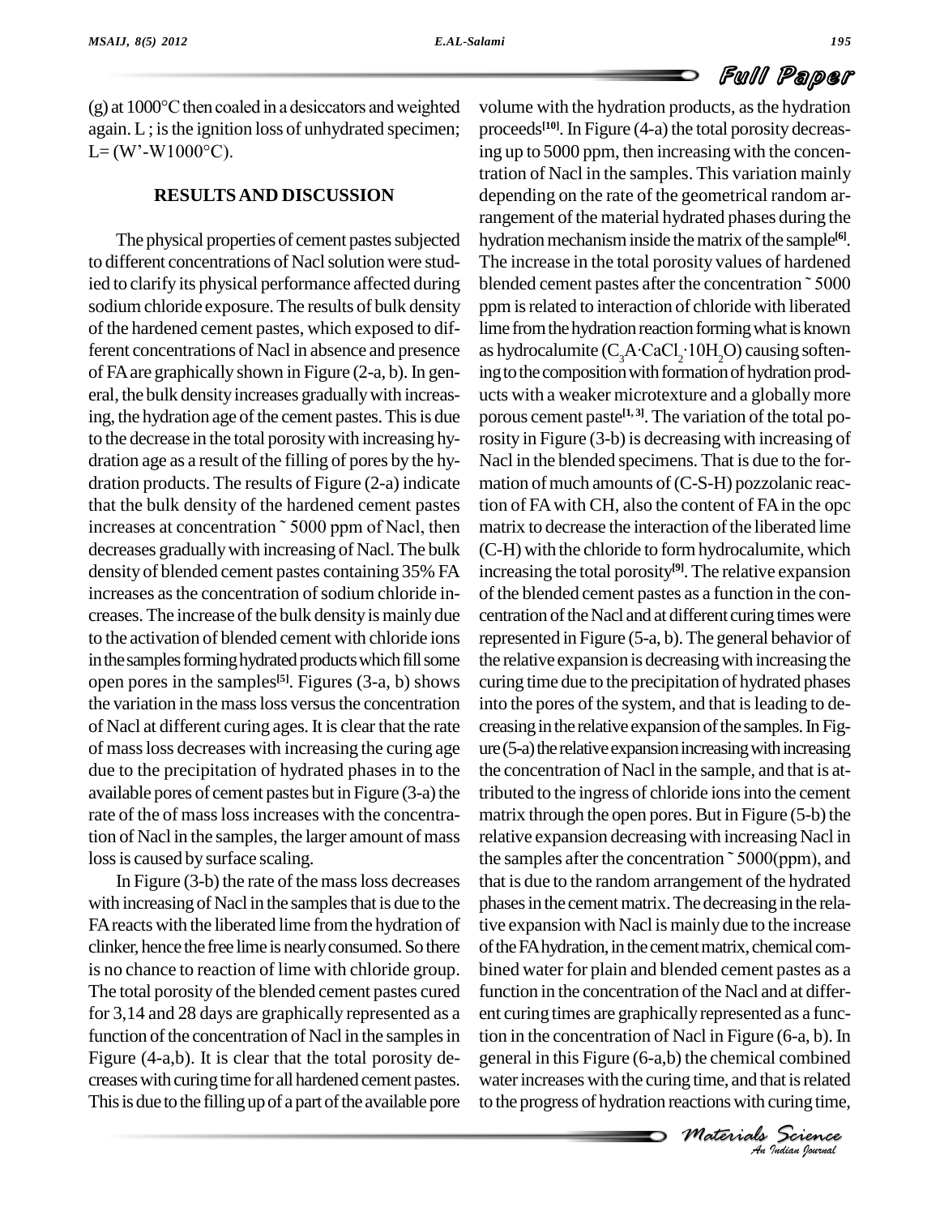(g) at 1000°C then coaled in a desiccators and weighted again. L ; is the ignition loss of unhydrated specimen; L= (W'-W1000°C).

## RESULTS AND DISCUSSION

The physical properties of cement pastes subjected to different concentrations of Nacl solution were studied to clarify its physical performance affected during sodium chloride exposure. The results of bulk density of the hardened cement pastes, which exposed to different concentrations of Nacl in absence and presence of FA are graphically shown in Figure (2-a, b). In general, the bulk density increases gradually with increasing, the hydration age of the cement pastes. This is due to the decrease in the total porosity with increasing hydration age as a result of the filling of pores by the hydration products. The results of Figure (2-a) indicate that the bulk density of the hardened cement pastes increases at concentration ˜ 5000 ppm of Nacl, then decreases gradually with increasing of Nacl. The bulk density of blended cement pastes containing 35% FA increases as the concentration of sodium chloride increases. The increase of the bulk density is mainly due to the activation of blended cement with chloride ions in the samples forming hydrated products which fill some open pores in the samples[5]. Figures (3-a, b) shows the variation in the mass loss versus the concentration of Nacl at different curing ages. It is clear that the rate of mass loss decreases with increasing the curing age due to the precipitation of hydrated phases in to the available pores of cement pastes but in Figure (3-a) the rate of the of mass loss increases with the concentration of Nacl in the samples, the larger amount of mass loss is caused by surface scaling.

In Figure (3-b) the rate of the mass loss decreases with increasing of Nacl in the samples that is due to the FA reacts with the liberated lime from the hydration of clinker, hence the free lime is nearly consumed. So there is no chance to reaction of lime with chloride group. The total porosity of the blended cement pastes cured for 3,14 and 28 days are graphically represented as a function of the concentration of Nacl in the samples in Figure (4-a,b). It is clear that the total porosity decreases with curing time for all hardened cement pastes. This is due to the filling up of a part of the available pore volume with the hydration products, as the hydration proceeds[10]. In Figure (4-a) the total porosity decreasing up to 5000 ppm, then increasing with the concentration of Nacl in the samples. This variation mainly depending on the rate of the geometrical random arrangement of the material hydrated phases during the hydration mechanism inside the matrix of the sample[6]. The increase in the total porosity values of hardened blended cement pastes after the concentration ˜ 5000 ppm is related to interaction of chloride with liberated lime from the hydration reaction forming what is known as hydrocalumite ($C_3A{\cdot}CaCl_2{\cdot}10H_2O$) causing softening to the composition with formation of hydration products with a weaker microtexture and a globally more porous cement paste[1, 3]. The variation of the total porosity in Figure (3-b) is decreasing with increasing of Nacl in the blended specimens. That is due to the formation of much amounts of (C-S-H) pozzolanic reaction of FA with CH, also the content of FA in the opc matrix to decrease the interaction of the liberated lime (C-H) with the chloride to form hydrocalumite, which increasing the total porosity[9]. The relative expansion of the blended cement pastes as a function in the concentration of the Nacl and at different curing times were represented in Figure (5-a, b). The general behavior of the relative expansion is decreasing with increasing the curing time due to the precipitation of hydrated phases into the pores of the system, and that is leading to decreasing in the relative expansion of the samples. In Figure (5-a) the relative expansion increasing with increasing the concentration of Nacl in the sample, and that is attributed to the ingress of chloride ions into the cement matrix through the open pores. But in Figure (5-b) the relative expansion decreasing with increasing Nacl in the samples after the concentration ˜ 5000(ppm), and that is due to the random arrangement of the hydrated phases in the cement matrix. The decreasing in the relative expansion with Nacl is mainly due to the increase of the FA hydration, in the cement matrix, chemical combined water for plain and blended cement pastes as a function in the concentration of the Nacl and at different curing times are graphically represented as a function in the concentration of Nacl in Figure (6-a, b). In general in this Figure (6-a,b) the chemical combined water increases with the curing time, and that is related to the progress of hydration reactions with curing time,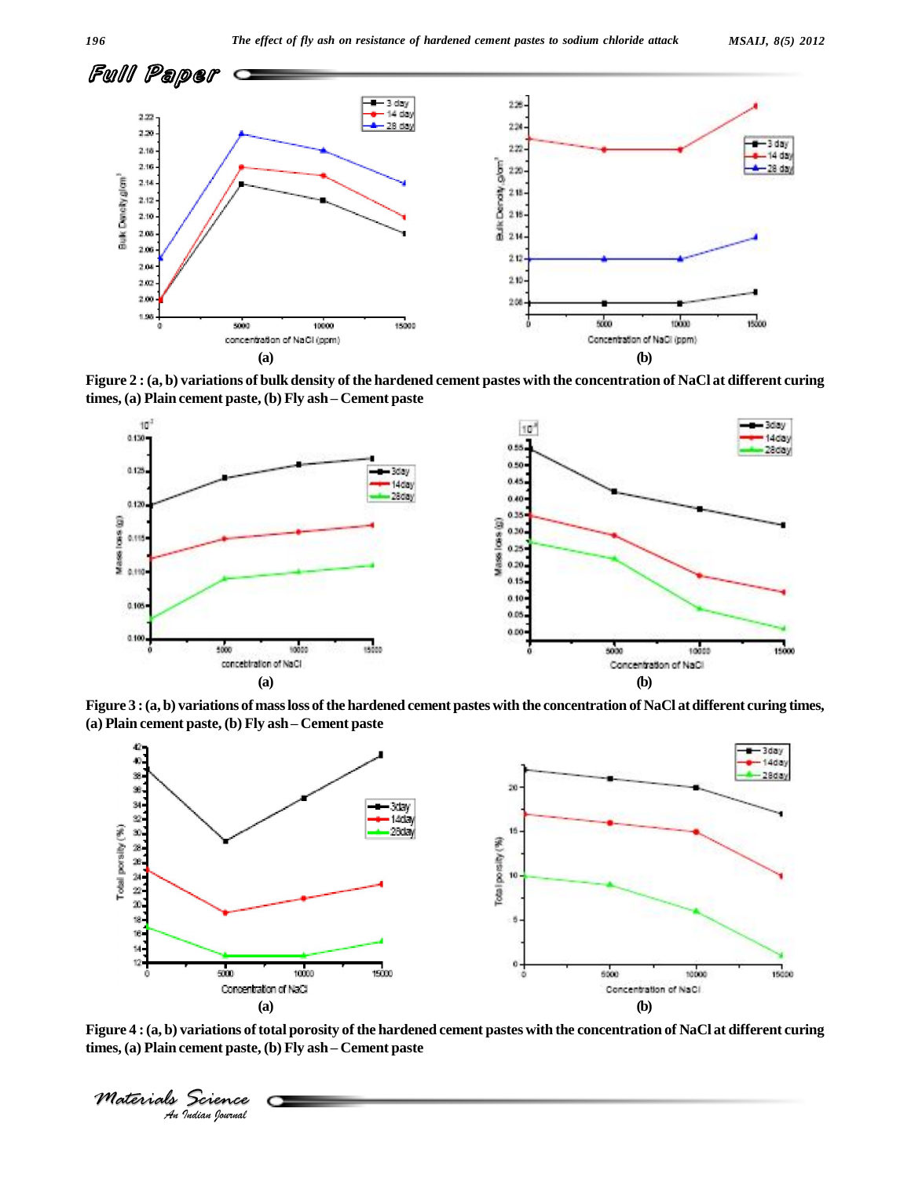Figure 2 : (a, b) variations of bulk density of the hardened cement pastes with the concentration of NaCl at different curing times, (a) Plain cement paste, (b) Fly ash – Cement paste

Figure 3 : (a, b) variations of mass loss of the hardened cement pastes with the concentration of NaCl at different curing times, (a) Plain cement paste, (b) Fly ash – Cement paste

Figure 4 : (a, b) variations of total porosity of the hardened cement pastes with the concentration of NaCl at different curing times, (a) Plain cement paste, (b) Fly ash – Cement paste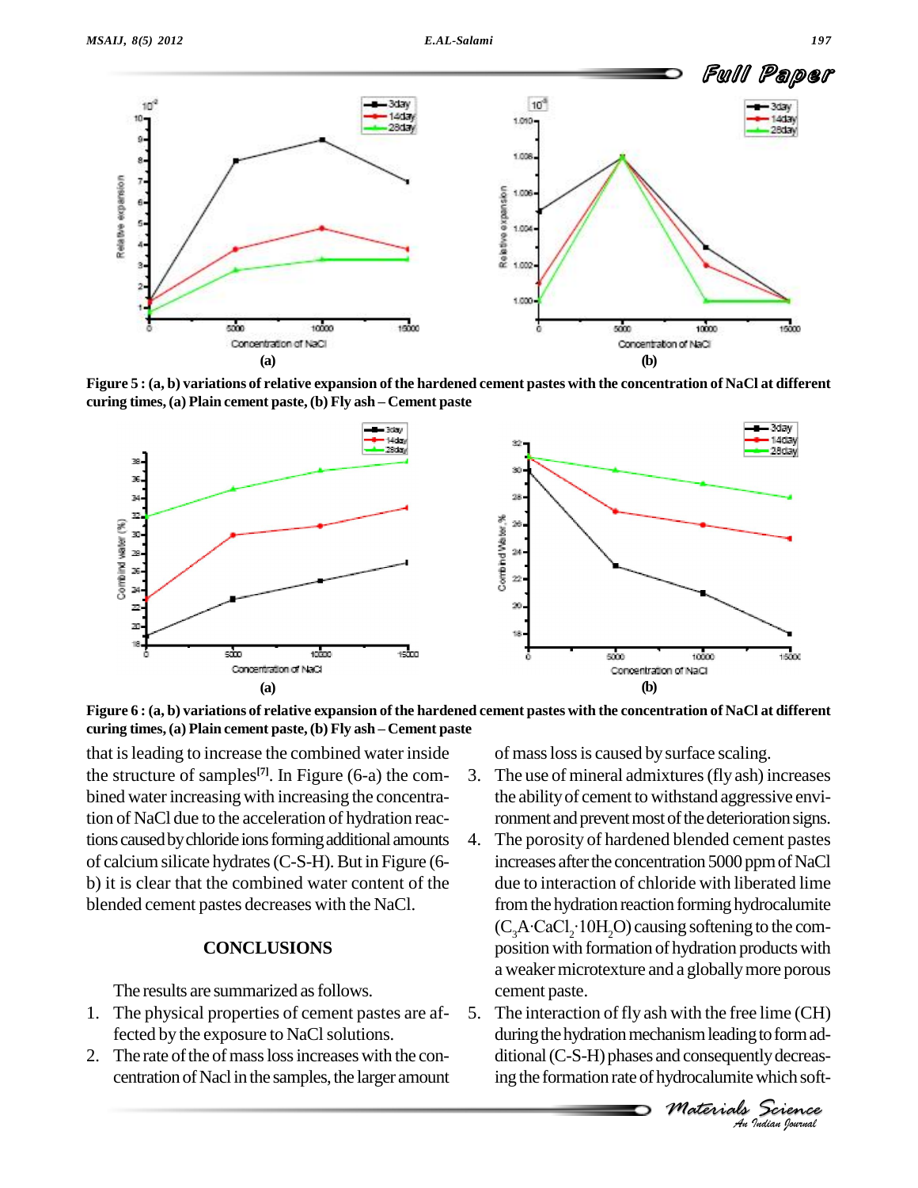Figure 5 : (a, b) variations of relative expansion of the hardened cement pastes with the concentration of NaCl at different curing times, (a) Plain cement paste, (b) Fly ash – Cement paste

Figure 6 : (a, b) variations of relative expansion of the hardened cement pastes with the concentration of NaCl at different curing times, (a) Plain cement paste, (b) Fly ash – Cement paste

that is leading to increase the combined water inside the structure of samples[7]. In Figure (6-a) the combined water increasing with increasing the concentration of NaCl due to the acceleration of hydration reactions caused by chloride ions forming additional amounts of calcium silicate hydrates (C-S-H). But in Figure (6-b) it is clear that the combined water content of the blended cement pastes decreases with the NaCl.

## CONCLUSIONS

The results are summarized as follows.

1. The physical properties of cement pastes are affected by the exposure to NaCl solutions.
2. The rate of the of mass loss increases with the concentration of Nacl in the samples, the larger amount of mass loss is caused by surface scaling.
3. The use of mineral admixtures (fly ash) increases the ability of cement to withstand aggressive environment and prevent most of the deterioration signs.
4. The porosity of hardened blended cement pastes increases after the concentration 5000 ppm of NaCl due to interaction of chloride with liberated lime from the hydration reaction forming hydrocalumite ($C_3A{\cdot}CaCl_2{\cdot}10H_2O$) causing softening to the composition with formation of hydration products with a weaker microtexture and a globally more porous cement paste.
5. The interaction of fly ash with the free lime (CH) during the hydration mechanism leading to form additional (C-S-H) phases and consequently decreasing the formation rate of hydrocalumite which soft-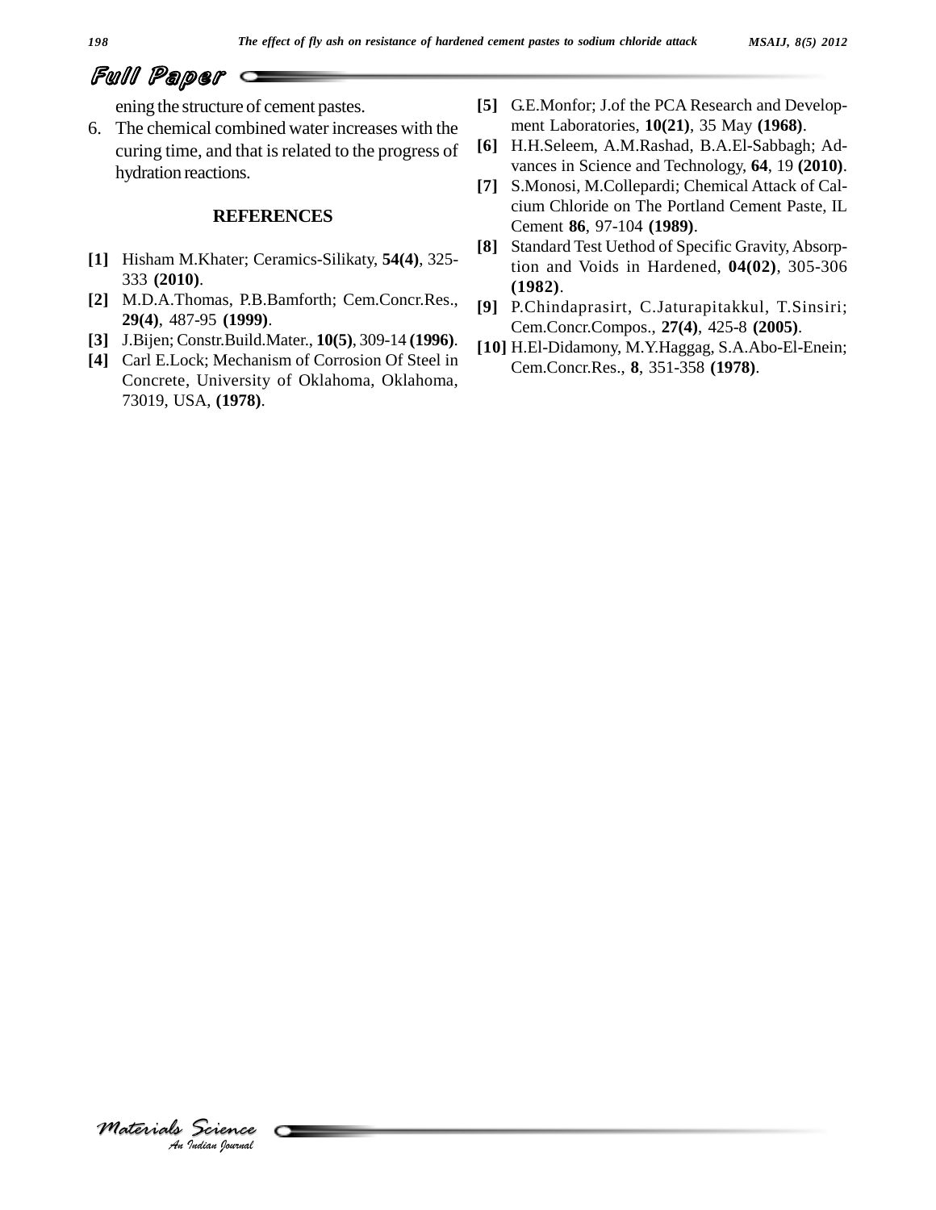ening the structure of cement pastes.

6. The chemical combined water increases with the curing time, and that is related to the progress of hydration reactions.

## REFERENCES

**[1]** Hisham M.Khater; Ceramics-Silikaty, **54(4)**, 325-333 **(2010)**.

**[2]** M.D.A.Thomas, P.B.Bamforth; Cem.Concr.Res., **29(4)**, 487-95 **(1999)**.

**[3]** J.Bijen; Constr.Build.Mater., **10(5)**, 309-14 **(1996)**.

**[4]** Carl E.Lock; Mechanism of Corrosion Of Steel in Concrete, University of Oklahoma, Oklahoma, 73019, USA, **(1978)**.

**[5]** G.E.Monfor; J.of the PCA Research and Development Laboratories, **10(21)**, 35 May **(1968)**.

**[6]** H.H.Seleem, A.M.Rashad, B.A.El-Sabbagh; Advances in Science and Technology, **64**, 19 **(2010)**.

**[7]** S.Monosi, M.Collepardi; Chemical Attack of Calcium Chloride on The Portland Cement Paste, IL Cement **86**, 97-104 **(1989)**.

**[8]** Standard Test Uethod of Specific Gravity, Absorption and Voids in Hardened, **04(02)**, 305-306 **(1982)**.

**[9]** P.Chindaprasirt, C.Jaturapitakkul, T.Sinsiri; Cem.Concr.Compos., **27(4)**, 425-8 **(2005)**.

**[10]** H.El-Didamony, M.Y.Haggag, S.A.Abo-El-Enein; Cem.Concr.Res., **8**, 351-358 **(1978)**.